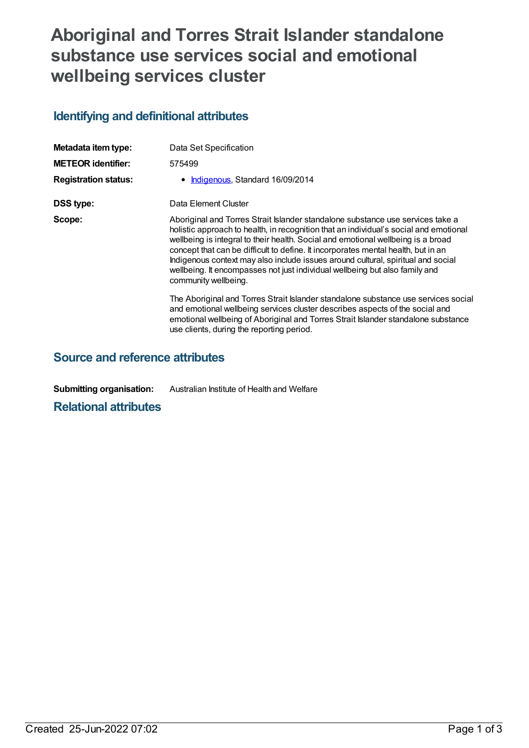# Aboriginal and Torres Strait Islander standalone substance use services social and emotional wellbeing services cluster

## Identifying and definitional attributes

| | |
|---|---|
| **Metadata item type:** | Data Set Specification |
| **METEOR identifier:** | 575499 |
| **Registration status:** | • Indigenous, Standard 16/09/2014 |
| **DSS type:** | Data Element Cluster |
| **Scope:** | Aboriginal and Torres Strait Islander standalone substance use services take a holistic approach to health, in recognition that an individual's social and emotional wellbeing is integral to their health. Social and emotional wellbeing is a broad concept that can be difficult to define. It incorporates mental health, but in an Indigenous context may also include issues around cultural, spiritual and social wellbeing. It encompasses not just individual wellbeing but also family and community wellbeing.<br><br>The Aboriginal and Torres Strait Islander standalone substance use services social and emotional wellbeing services cluster describes aspects of the social and emotional wellbeing of Aboriginal and Torres Strait Islander standalone substance use clients, during the reporting period. |

## Source and reference attributes

| | |
|---|---|
| **Submitting organisation:** | Australian Institute of Health and Welfare |

## Relational attributes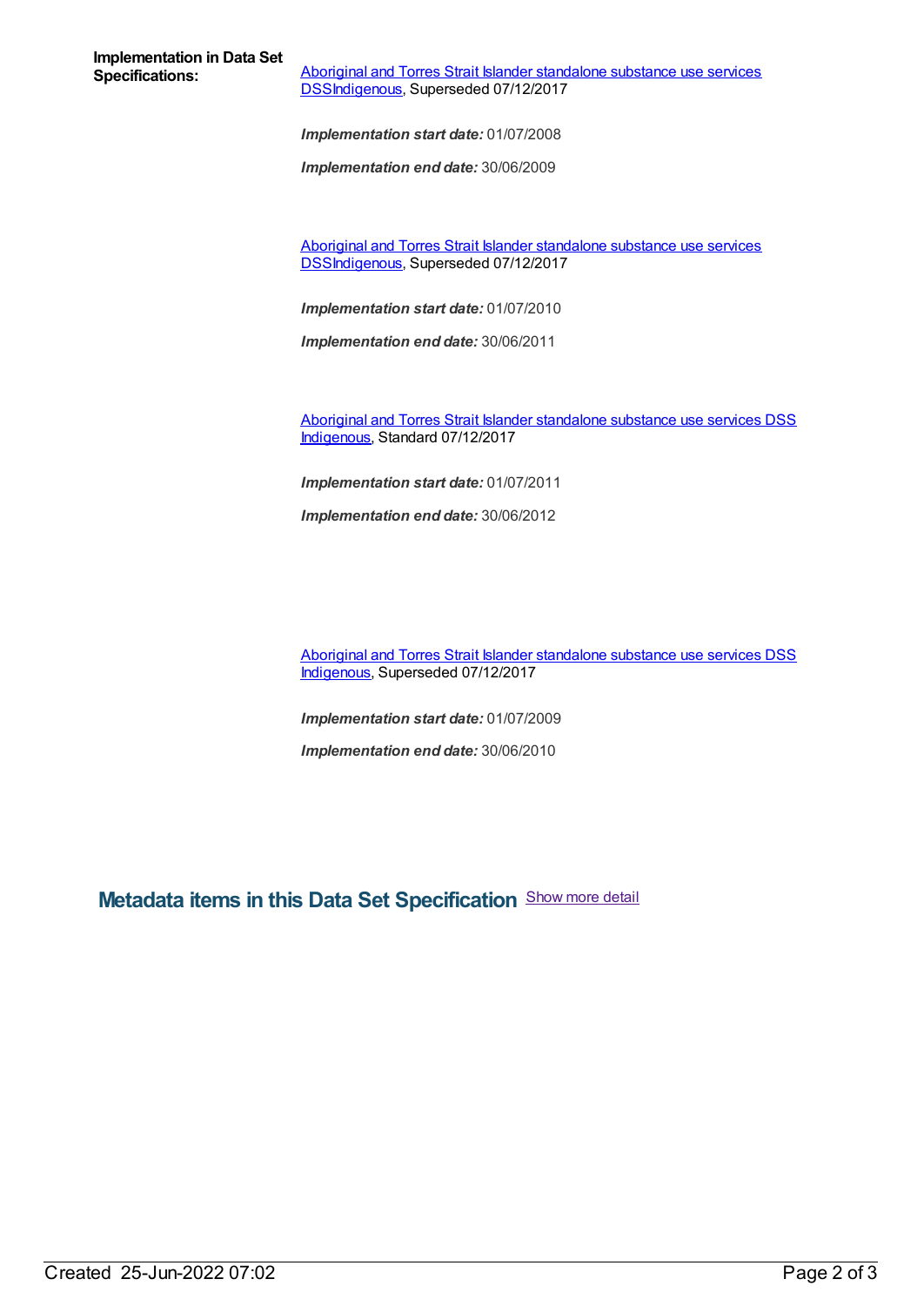**Implementation in Data Set Specifications:**

Aboriginal and Torres Strait Islander standalone substance use services DSSIndigenous, Superseded 07/12/2017

*Implementation start date:* 01/07/2008

*Implementation end date:* 30/06/2009

Aboriginal and Torres Strait Islander standalone substance use services DSSIndigenous, Superseded 07/12/2017

*Implementation start date:* 01/07/2010

*Implementation end date:* 30/06/2011

Aboriginal and Torres Strait Islander standalone substance use services DSS Indigenous, Standard 07/12/2017

*Implementation start date:* 01/07/2011

*Implementation end date:* 30/06/2012

Aboriginal and Torres Strait Islander standalone substance use services DSS Indigenous, Superseded 07/12/2017

*Implementation start date:* 01/07/2009

*Implementation end date:* 30/06/2010

## Metadata items in this Data Set Specification

Show more detail

Created 25-Jun-2022 07:02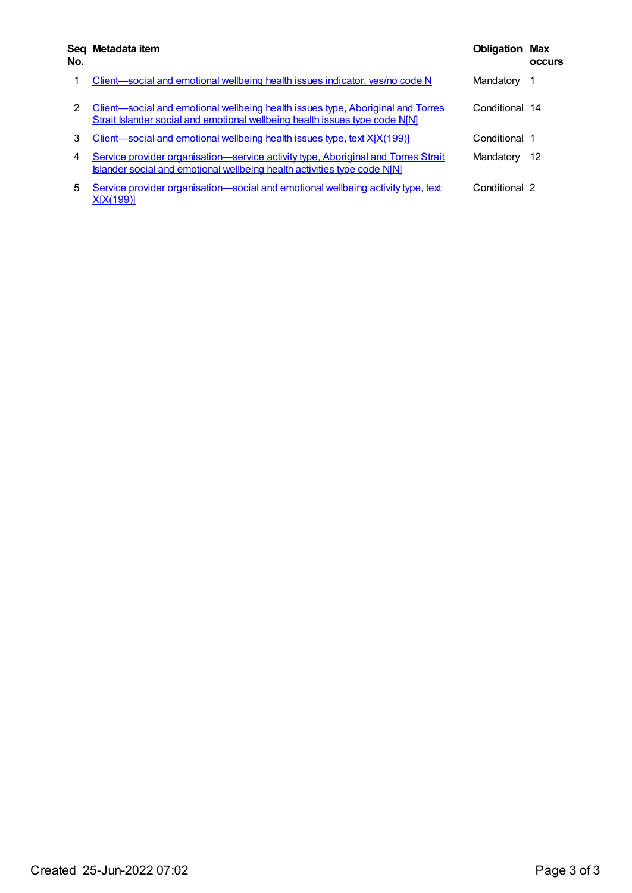| Seq No. | Metadata item | Obligation | Max occurs |
|---|---|---|---|
| 1 | Client—social and emotional wellbeing health issues indicator, yes/no code N | Mandatory | 1 |
| 2 | Client—social and emotional wellbeing health issues type, Aboriginal and Torres Strait Islander social and emotional wellbeing health issues type code N[N] | Conditional | 14 |
| 3 | Client—social and emotional wellbeing health issues type, text X[X(199)] | Conditional | 1 |
| 4 | Service provider organisation—service activity type, Aboriginal and Torres Strait Islander social and emotional wellbeing health activities type code N[N] | Mandatory | 12 |
| 5 | Service provider organisation—social and emotional wellbeing activity type, text X[X(199)] | Conditional | 2 |

Created 25-Jun-2022 07:02